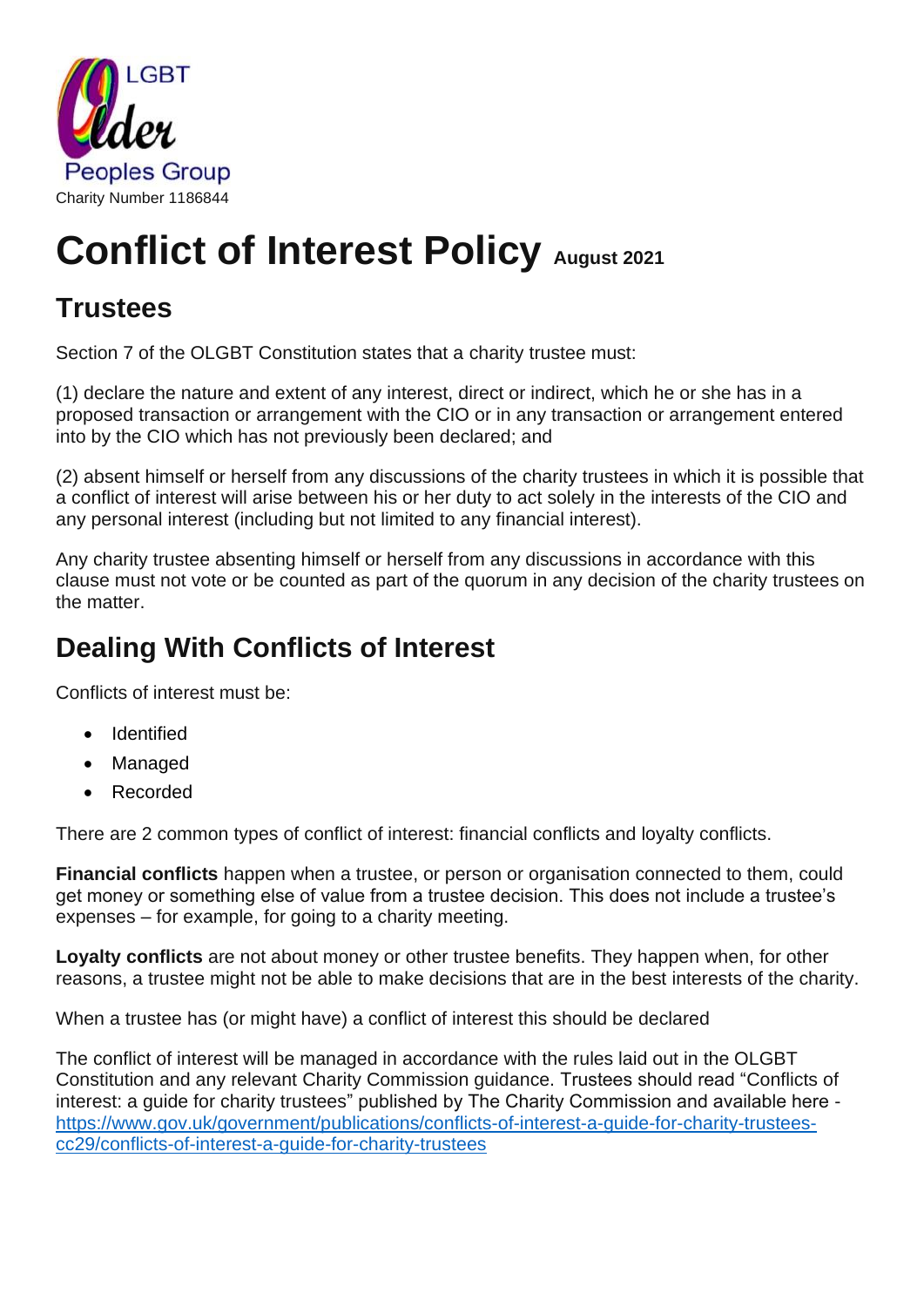LGBT Older Peoples Group

Charity Number 1186844

# Conflict of Interest Policy August 2021

## Trustees

Section 7 of the OLGBT Constitution states that a charity trustee must:

(1) declare the nature and extent of any interest, direct or indirect, which he or she has in a proposed transaction or arrangement with the CIO or in any transaction or arrangement entered into by the CIO which has not previously been declared; and

(2) absent himself or herself from any discussions of the charity trustees in which it is possible that a conflict of interest will arise between his or her duty to act solely in the interests of the CIO and any personal interest (including but not limited to any financial interest).

Any charity trustee absenting himself or herself from any discussions in accordance with this clause must not vote or be counted as part of the quorum in any decision of the charity trustees on the matter.

## Dealing With Conflicts of Interest

Conflicts of interest must be:

- Identified
- Managed
- Recorded

There are 2 common types of conflict of interest: financial conflicts and loyalty conflicts.

**Financial conflicts** happen when a trustee, or person or organisation connected to them, could get money or something else of value from a trustee decision. This does not include a trustee's expenses – for example, for going to a charity meeting.

**Loyalty conflicts** are not about money or other trustee benefits. They happen when, for other reasons, a trustee might not be able to make decisions that are in the best interests of the charity.

When a trustee has (or might have) a conflict of interest this should be declared

The conflict of interest will be managed in accordance with the rules laid out in the OLGBT Constitution and any relevant Charity Commission guidance. Trustees should read "Conflicts of interest: a guide for charity trustees" published by The Charity Commission and available here - https://www.gov.uk/government/publications/conflicts-of-interest-a-guide-for-charity-trustees-cc29/conflicts-of-interest-a-guide-for-charity-trustees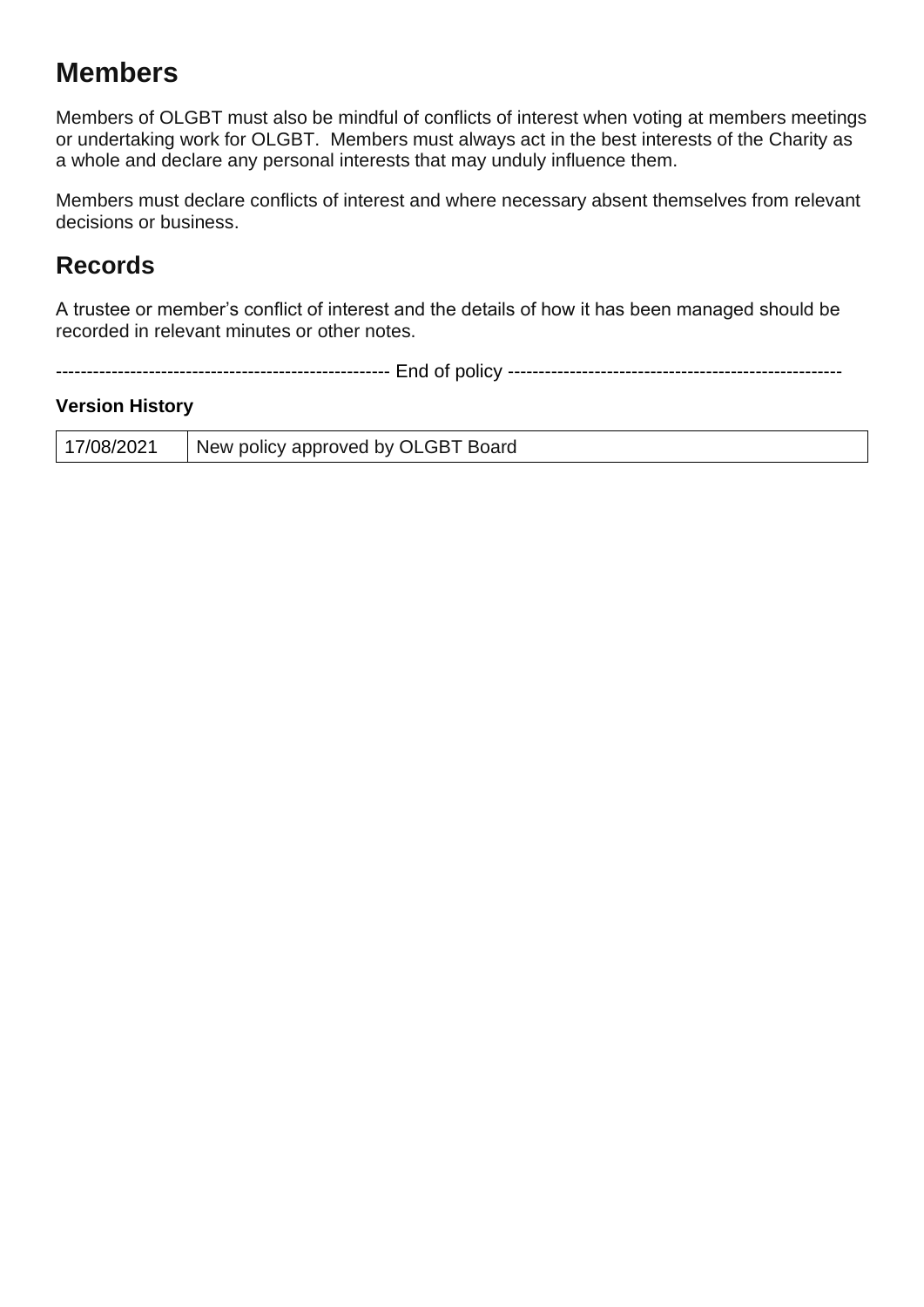## Members

Members of OLGBT must also be mindful of conflicts of interest when voting at members meetings or undertaking work for OLGBT. Members must always act in the best interests of the Charity as a whole and declare any personal interests that may unduly influence them.

Members must declare conflicts of interest and where necessary absent themselves from relevant decisions or business.

## Records

A trustee or member's conflict of interest and the details of how it has been managed should be recorded in relevant minutes or other notes.

------------------------------------------------------ End of policy ------------------------------------------------------

**Version History**

| | |
|---|---|
| 17/08/2021 | New policy approved by OLGBT Board |